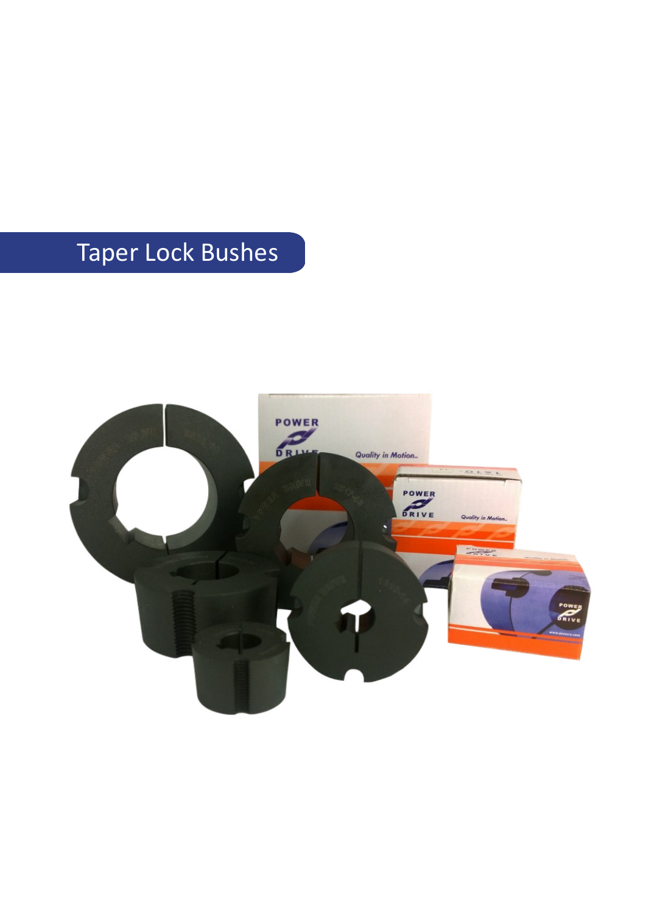# Taper Lock Bushes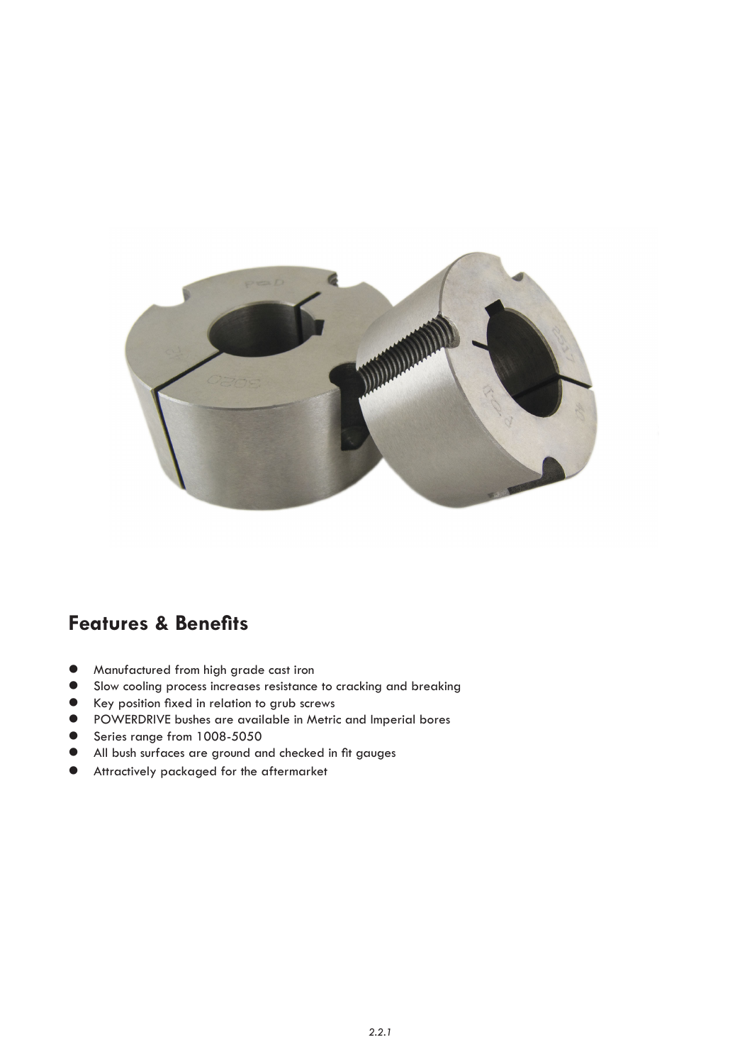## Features & Benefits

- Manufactured from high grade cast iron
- Slow cooling process increases resistance to cracking and breaking
- Key position fixed in relation to grub screws
- POWERDRIVE bushes are available in Metric and Imperial bores
- Series range from 1008-5050
- All bush surfaces are ground and checked in fit gauges
- Attractively packaged for the aftermarket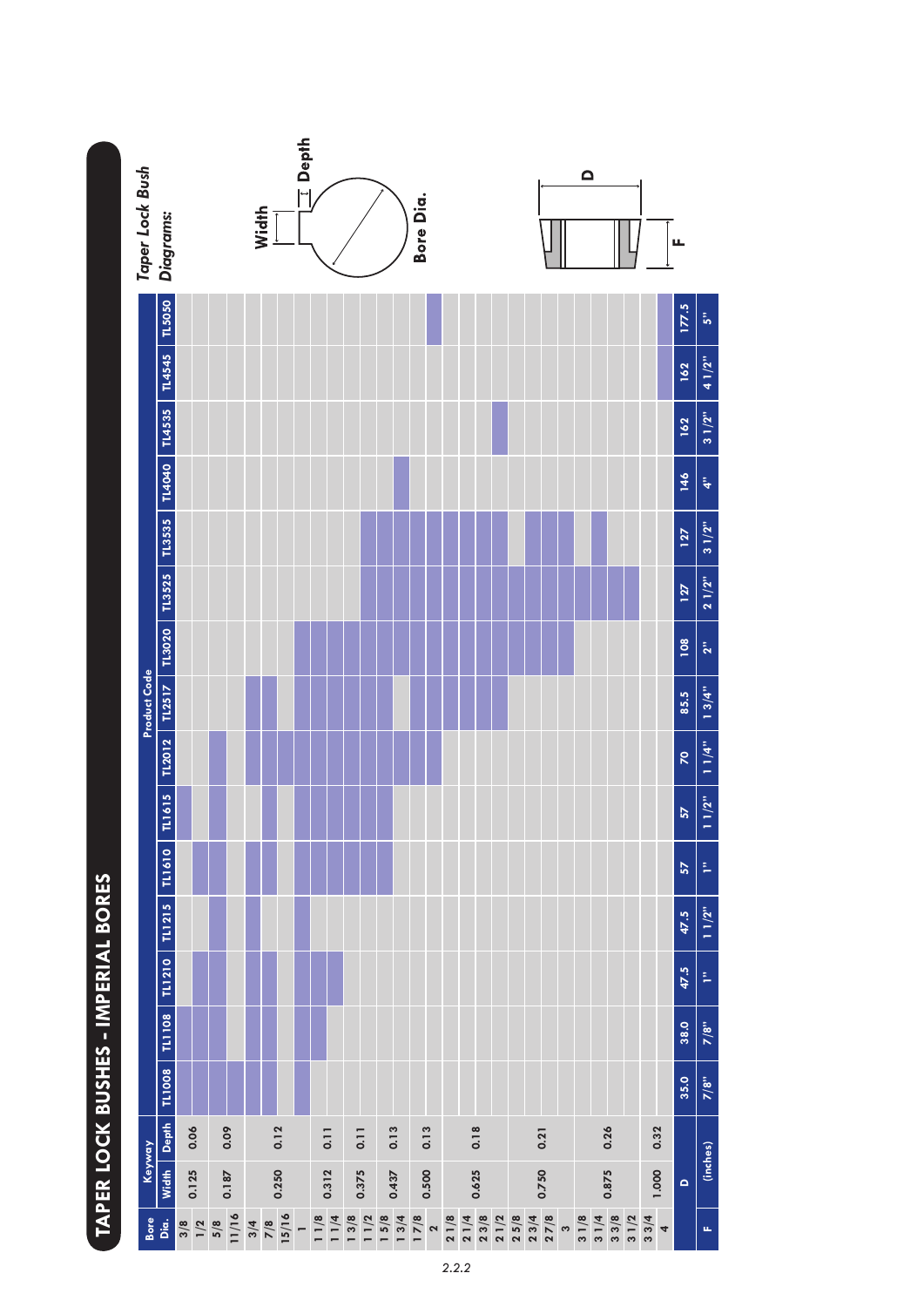# TAPER LOCK BUSHES - IMPERIAL BORES

Shaded cells in the product code columns are marked ●.

| Bore Dia. | Keyway Width | Keyway Depth | TL1008 | TL1108 | TL1210 | TL1215 | TL1610 | TL1615 | TL2012 | TL2517 | TL3020 | TL3525 | TL3535 | TL4040 | TL4535 | TL4545 | TL5050 |
|---|---|---|---|---|---|---|---|---|---|---|---|---|---|---|---|---|---|
| 3/8 | 0.125 | 0.06 | ● | ● | | | | | | | | | | | | | |
| 1/2 | | | ● | ● | ● | | ● | ● | | | | | | | | | |
| 5/8 | 0.187 | 0.09 | ● | ● | ● | ● | ● | ● | ● | | | | | | | | |
| 11/16 | | | ● | | | | | | | | | | | | | | |
| 3/4 | 0.250 | 0.12 | ● | ● | ● | ● | ● | | ● | ● | | | | | | | |
| 7/8 | | | | ● | ● | | ● | ● | ● | ● | | | | | | | |
| 15/16 | | | | | | | | | | | | | | | | | |
| 1 | | | ● | ● | ● | ● | ● | ● | ● | ● | ● | | | | | | |
| 1 1/8 | 0.312 | 0.11 | | ● | ● | | ● | ● | ● | ● | ● | | | | | | |
| 1 1/4 | | | | | ● | | ● | ● | ● | ● | ● | | | | | | |
| 1 3/8 | 0.375 | 0.11 | | | | | ● | ● | ● | ● | ● | | | | | | |
| 1 1/2 | | | | | | | ● | ● | ● | ● | ● | ● | ● | | | | |
| 1 5/8 | 0.437 | 0.13 | | | | | ● | ● | ● | ● | ● | ● | ● | | | | |
| 1 3/4 | | | | | | | | | ● | | ● | ● | ● | ● | | | |
| 1 7/8 | 0.500 | 0.13 | | | | | | | ● | ● | ● | ● | ● | | | | |
| 2 | | | | | | | | | ● | ● | ● | ● | ● | | | | ● |
| 2 1/8 | 0.625 | 0.18 | | | | | | | | ● | ● | ● | ● | | | | |
| 2 1/4 | | | | | | | | | | ● | ● | ● | ● | | | | |
| 2 3/8 | | | | | | | | | | ● | ● | ● | ● | | | | |
| 2 1/2 | | | | | | | | | | ● | ● | ● | ● | | ● | | |
| 2 5/8 | 0.750 | 0.21 | | | | | | | | | ● | ● | | | | | |
| 2 3/4 | | | | | | | | | | | ● | ● | ● | | | | |
| 2 7/8 | | | | | | | | | | | ● | ● | ● | | | | |
| 3 | | | | | | | | | | | ● | ● | ● | | | | |
| 3 1/8 | 0.875 | 0.26 | | | | | | | | | | ● | | | | | |
| 3 1/4 | | | | | | | | | | | | ● | ● | | | | |
| 3 3/8 | | | | | | | | | | | | ● | | | | | |
| 3 1/2 | | | | | | | | | | | | | | | | | |
| 3 3/4 | 1.000 | 0.32 | | | | | | | | | | | | | | | |
| 4 | | | | | | | | | | | | | | | | | |
| D | | | 35.0 | 38.0 | 47.5 | 47.5 | 57 | 57 | 70 | 85.5 | 108 | 127 | 127 | 146 | 162 | 162 | 177.5 |
| F | (inches) | | 7/8" | 7/8" | 1" | 1 1/2" | 1" | 1 1/2" | 1 1/4" | 1 3/4" | 2" | 2 1/2" | 3 1/2" | 4" | 3 1/2" | 4 1/2" | 5" |

*Taper Lock Bush Diagrams:*

Width

Depth

Bore Dia.

D

F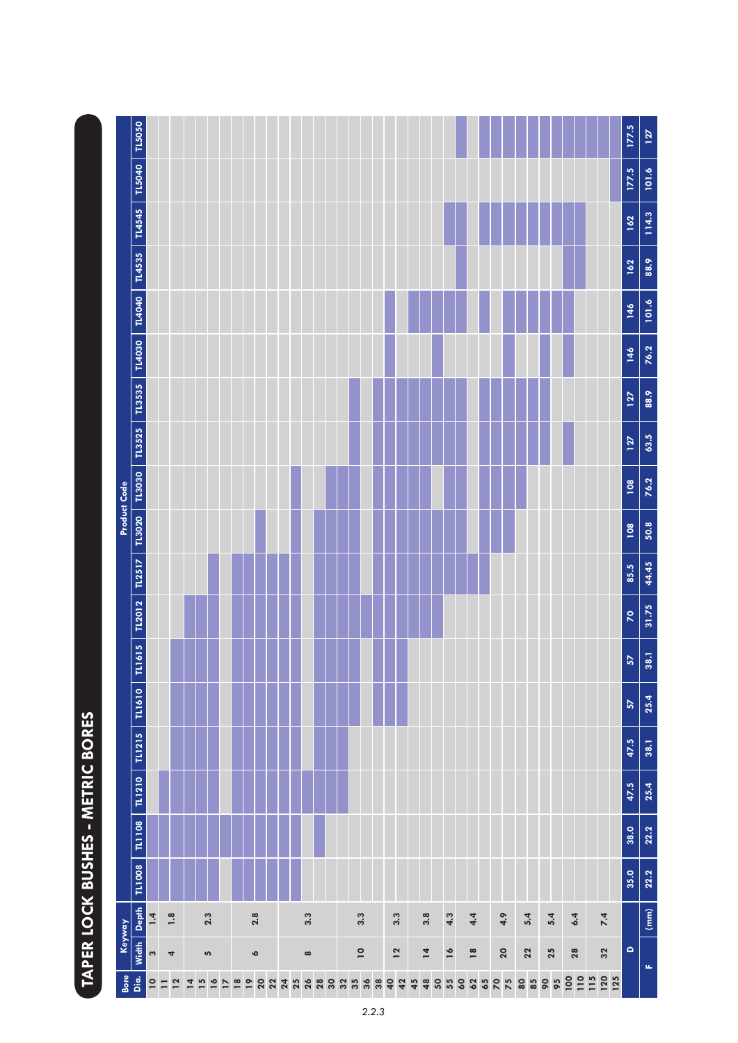# TAPER LOCK BUSHES - METRIC BORES

● = bore available

| Bore Dia. | Keyway Width | Keyway Depth | TL1008 | TL1108 | TL1210 | TL1215 | TL1610 | TL1615 | TL2012 | TL2517 | TL3020 | TL3030 | TL3525 | TL3535 | TL4030 | TL4040 | TL4535 | TL4545 | TL5040 | TL5050 |
|---|---|---|---|---|---|---|---|---|---|---|---|---|---|---|---|---|---|---|---|---|
| 10 | 3 | 1.4 | ● | ● | | | | | | | | | | | | | | | | |
| 11 | 4 | 1.8 | ● | ● | ● | | | | | | | | | | | | | | | |
| 12 | 4 | 1.8 | ● | ● | ● | ● | ● | ● | | | | | | | | | | | | |
| 14 | 5 | 2.3 | ● | ● | ● | ● | ● | ● | ● | | | | | | | | | | | |
| 15 | 5 | 2.3 | ● | ● | ● | ● | ● | ● | ● | | | | | | | | | | | |
| 16 | 5 | 2.3 | ● | ● | ● | ● | ● | ● | ● | ● | | | | | | | | | | |
| 17 | 5 | 2.3 | | ● | | | | | | | | | | | | | | | | |
| 18 | 6 | 2.8 | ● | ● | ● | ● | ● | ● | ● | ● | | | | | | | | | | |
| 19 | 6 | 2.8 | ● | ● | ● | ● | ● | ● | ● | ● | | | | | | | | | | |
| 20 | 6 | 2.8 | ● | ● | ● | ● | ● | ● | ● | ● | ● | | | | | | | | | |
| 22 | 6 | 2.8 | ● | ● | ● | ● | ● | ● | ● | ● | | | | | | | | | | |
| 24 | 8 | 3.3 | ● | ● | ● | ● | ● | ● | ● | ● | | | | | | | | | | |
| 25 | 8 | 3.3 | ● | ● | ● | ● | ● | ● | ● | ● | ● | ● | | | | | | | | |
| 26 | 8 | 3.3 | | | ● | ● | ● | ● | ● | ● | | | | | | | | | | |
| 28 | 8 | 3.3 | | ● | ● | ● | ● | ● | ● | ● | ● | | | | | | | | | |
| 30 | 8 | 3.3 | | | ● | ● | ● | ● | ● | ● | ● | ● | | | | | | | | |
| 32 | 10 | 3.3 | | | ● | ● | ● | ● | ● | ● | ● | ● | | | | | | | | |
| 35 | 10 | 3.3 | | | | | ● | ● | ● | ● | ● | ● | ● | ● | | | | | | |
| 36 | 10 | 3.3 | | | | | | | ● | | | | | | | | | | | |
| 38 | 10 | 3.3 | | | | | ● | ● | ● | ● | ● | ● | ● | ● | | | | | | |
| 40 | 12 | 3.3 | | | | | ● | ● | ● | ● | ● | ● | ● | ● | ● | ● | | | | |
| 42 | 12 | 3.3 | | | | | ● | ● | ● | ● | ● | ● | ● | ● | | | | | | |
| 45 | 14 | 3.8 | | | | | | | ● | ● | ● | ● | ● | ● | | ● | | | | |
| 48 | 14 | 3.8 | | | | | | | ● | ● | ● | ● | ● | ● | | ● | | | | |
| 50 | 14 | 3.8 | | | | | | | ● | ● | ● | | ● | ● | ● | ● | | | | |
| 55 | 16 | 4.3 | | | | | | | | ● | ● | ● | ● | ● | | ● | | ● | | |
| 60 | 18 | 4.4 | | | | | | | | ● | ● | ● | ● | ● | | ● | ● | ● | | ● |
| 62 | 18 | 4.4 | | | | | | | | ● | | | | | | | | | | |
| 65 | 18 | 4.4 | | | | | | | | ● | ● | ● | ● | ● | | ● | | ● | | ● |
| 70 | 20 | 4.9 | | | | | | | | | ● | ● | ● | ● | | | | ● | | ● |
| 75 | 20 | 4.9 | | | | | | | | | ● | ● | ● | ● | ● | ● | | ● | | ● |
| 80 | 22 | 5.4 | | | | | | | | | | | ● | ● | | ● | | ● | | ● |
| 85 | 22 | 5.4 | | | | | | | | | | | ● | ● | | ● | | ● | | ● |
| 90 | 25 | 5.4 | | | | | | | | | | | ● | ● | ● | ● | | ● | | ● |
| 95 | 25 | 5.4 | | | | | | | | | | | | | | ● | | ● | | ● |
| 100 | 28 | 6.4 | | | | | | | | | | | ● | | ● | ● | ● | ● | | ● |
| 110 | 28 | 6.4 | | | | | | | | | | | | | | | ● | ● | | ● |
| 115 | 32 | 7.4 | | | | | | | | | | | | | | | | | | ● |
| 120 | 32 | 7.4 | | | | | | | | | | | | | | | | | | ● |
| 125 | 32 | 7.4 | | | | | | | | | | | | | | | | | ● | |
| D | | | 35.0 | 38.0 | 47.5 | 47.5 | 57 | 57 | 70 | 85.5 | 108 | 108 | 127 | 127 | 146 | 146 | 162 | 162 | 177.5 | 177.5 |
| F | (mm) | | 22.2 | 22.2 | 25.4 | 38.1 | 25.4 | 38.1 | 31.75 | 44.45 | 50.8 | 76.2 | 63.5 | 88.9 | 76.2 | 101.6 | 88.9 | 114.3 | 101.6 | 127 |

2.2.3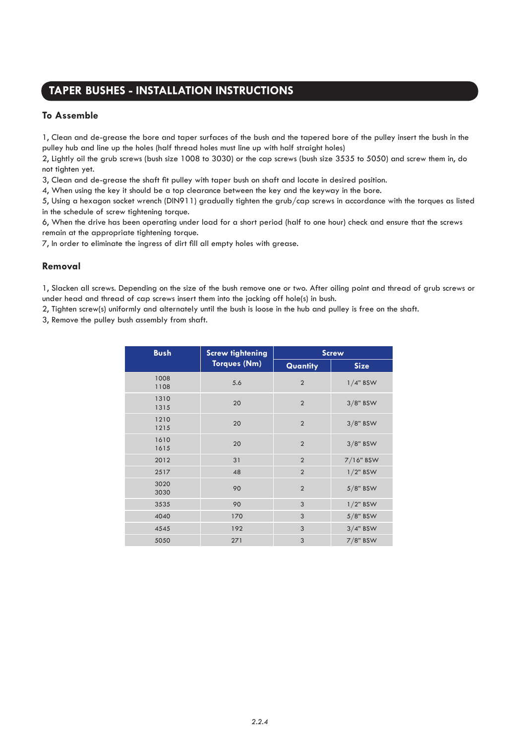## TAPER BUSHES - INSTALLATION INSTRUCTIONS

### To Assemble

1, Clean and de-grease the bore and taper surfaces of the bush and the tapered bore of the pulley insert the bush in the pulley hub and line up the holes (half thread holes must line up with half straight holes)

2, Lightly oil the grub screws (bush size 1008 to 3030) or the cap screws (bush size 3535 to 5050) and screw them in, do not tighten yet.

3, Clean and de-grease the shaft fit pulley with taper bush on shaft and locate in desired position.

4, When using the key it should be a top clearance between the key and the keyway in the bore.

5, Using a hexagon socket wrench (DIN911) gradually tighten the grub/cap screws in accordance with the torques as listed in the schedule of screw tightening torque.

6, When the drive has been operating under load for a short period (half to one hour) check and ensure that the screws remain at the appropriate tightening torque.

7, In order to eliminate the ingress of dirt fill all empty holes with grease.

### Removal

1, Slacken all screws. Depending on the size of the bush remove one or two. After oiling point and thread of grub screws or under head and thread of cap screws insert them into the jacking off hole(s) in bush.

2, Tighten screw(s) uniformly and alternately until the bush is loose in the hub and pulley is free on the shaft.

3, Remove the pulley bush assembly from shaft.

| Bush | Screw tightening Torques (Nm) | Screw | |
|---|---|---|---|
| | | Quantity | Size |
| 1008<br>1108 | 5.6 | 2 | 1/4" BSW |
| 1310<br>1315 | 20 | 2 | 3/8" BSW |
| 1210<br>1215 | 20 | 2 | 3/8" BSW |
| 1610<br>1615 | 20 | 2 | 3/8" BSW |
| 2012 | 31 | 2 | 7/16" BSW |
| 2517 | 48 | 2 | 1/2" BSW |
| 3020<br>3030 | 90 | 2 | 5/8" BSW |
| 3535 | 90 | 3 | 1/2" BSW |
| 4040 | 170 | 3 | 5/8" BSW |
| 4545 | 192 | 3 | 3/4" BSW |
| 5050 | 271 | 3 | 7/8" BSW |